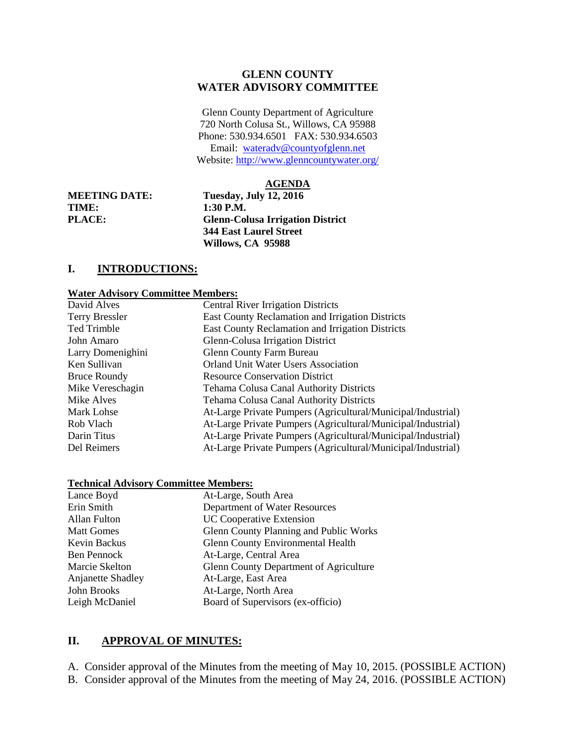# GLENN COUNTY
# WATER ADVISORY COMMITTEE

Glenn County Department of Agriculture
720 North Colusa St., Willows, CA 95988
Phone: 530.934.6501 FAX: 530.934.6503
Email: wateradv@countyofglenn.net
Website: http://www.glenncountywater.org/

## AGENDA

| | |
|---|---|
| **MEETING DATE:** | **Tuesday, July 12, 2016** |
| **TIME:** | **1:30 P.M.** |
| **PLACE:** | **Glenn-Colusa Irrigation District**<br>**344 East Laurel Street**<br>**Willows, CA 95988** |

## I. INTRODUCTIONS:

**Water Advisory Committee Members:**

| | |
|---|---|
| David Alves | Central River Irrigation Districts |
| Terry Bressler | East County Reclamation and Irrigation Districts |
| Ted Trimble | East County Reclamation and Irrigation Districts |
| John Amaro | Glenn-Colusa Irrigation District |
| Larry Domenighini | Glenn County Farm Bureau |
| Ken Sullivan | Orland Unit Water Users Association |
| Bruce Roundy | Resource Conservation District |
| Mike Vereschagin | Tehama Colusa Canal Authority Districts |
| Mike Alves | Tehama Colusa Canal Authority Districts |
| Mark Lohse | At-Large Private Pumpers (Agricultural/Municipal/Industrial) |
| Rob Vlach | At-Large Private Pumpers (Agricultural/Municipal/Industrial) |
| Darin Titus | At-Large Private Pumpers (Agricultural/Municipal/Industrial) |
| Del Reimers | At-Large Private Pumpers (Agricultural/Municipal/Industrial) |

**Technical Advisory Committee Members:**

| | |
|---|---|
| Lance Boyd | At-Large, South Area |
| Erin Smith | Department of Water Resources |
| Allan Fulton | UC Cooperative Extension |
| Matt Gomes | Glenn County Planning and Public Works |
| Kevin Backus | Glenn County Environmental Health |
| Ben Pennock | At-Large, Central Area |
| Marcie Skelton | Glenn County Department of Agriculture |
| Anjanette Shadley | At-Large, East Area |
| John Brooks | At-Large, North Area |
| Leigh McDaniel | Board of Supervisors (ex-officio) |

## II. APPROVAL OF MINUTES:

A. Consider approval of the Minutes from the meeting of May 10, 2015. (POSSIBLE ACTION)
B. Consider approval of the Minutes from the meeting of May 24, 2016. (POSSIBLE ACTION)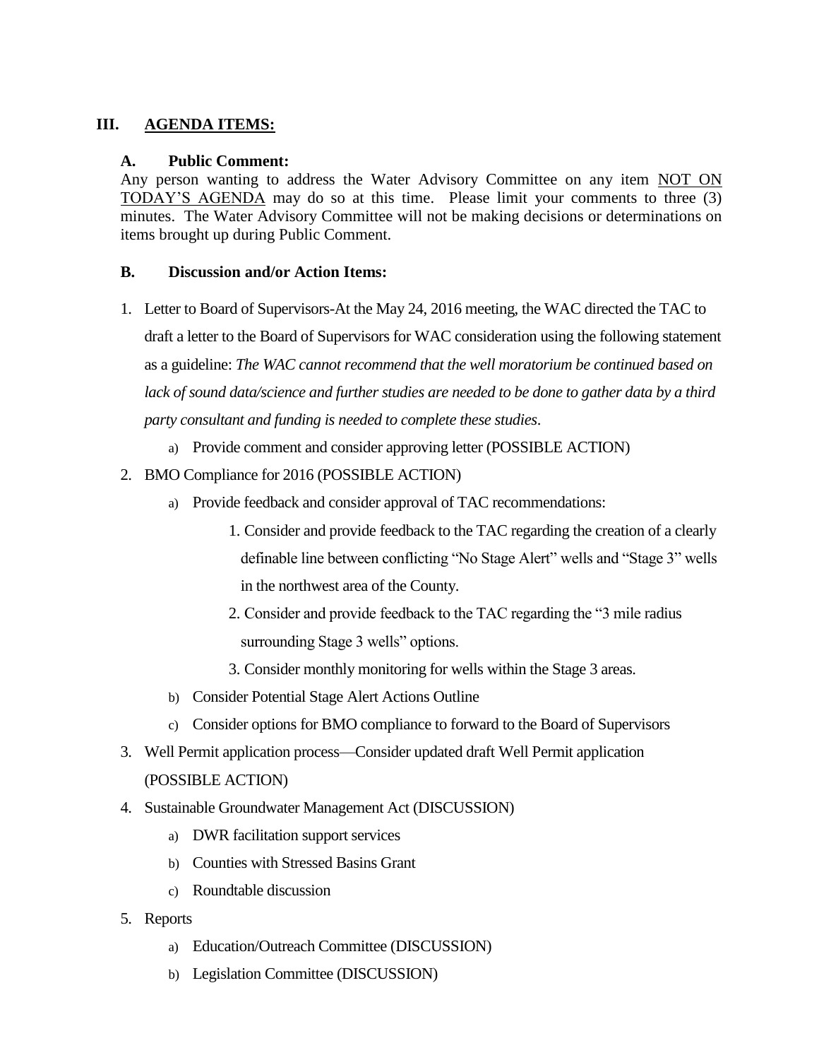## III. AGENDA ITEMS:

### A. Public Comment:

Any person wanting to address the Water Advisory Committee on any item NOT ON TODAY'S AGENDA may do so at this time. Please limit your comments to three (3) minutes. The Water Advisory Committee will not be making decisions or determinations on items brought up during Public Comment.

### B. Discussion and/or Action Items:

1. Letter to Board of Supervisors-At the May 24, 2016 meeting, the WAC directed the TAC to draft a letter to the Board of Supervisors for WAC consideration using the following statement as a guideline: *The WAC cannot recommend that the well moratorium be continued based on lack of sound data/science and further studies are needed to be done to gather data by a third party consultant and funding is needed to complete these studies*.
   a) Provide comment and consider approving letter (POSSIBLE ACTION)
2. BMO Compliance for 2016 (POSSIBLE ACTION)
   a) Provide feedback and consider approval of TAC recommendations:
      1. Consider and provide feedback to the TAC regarding the creation of a clearly definable line between conflicting "No Stage Alert" wells and "Stage 3" wells in the northwest area of the County.
      2. Consider and provide feedback to the TAC regarding the "3 mile radius surrounding Stage 3 wells" options.
      3. Consider monthly monitoring for wells within the Stage 3 areas.

   b) Consider Potential Stage Alert Actions Outline
   c) Consider options for BMO compliance to forward to the Board of Supervisors
3. Well Permit application process—Consider updated draft Well Permit application (POSSIBLE ACTION)
4. Sustainable Groundwater Management Act (DISCUSSION)
   a) DWR facilitation support services
   b) Counties with Stressed Basins Grant
   c) Roundtable discussion
5. Reports
   a) Education/Outreach Committee (DISCUSSION)
   b) Legislation Committee (DISCUSSION)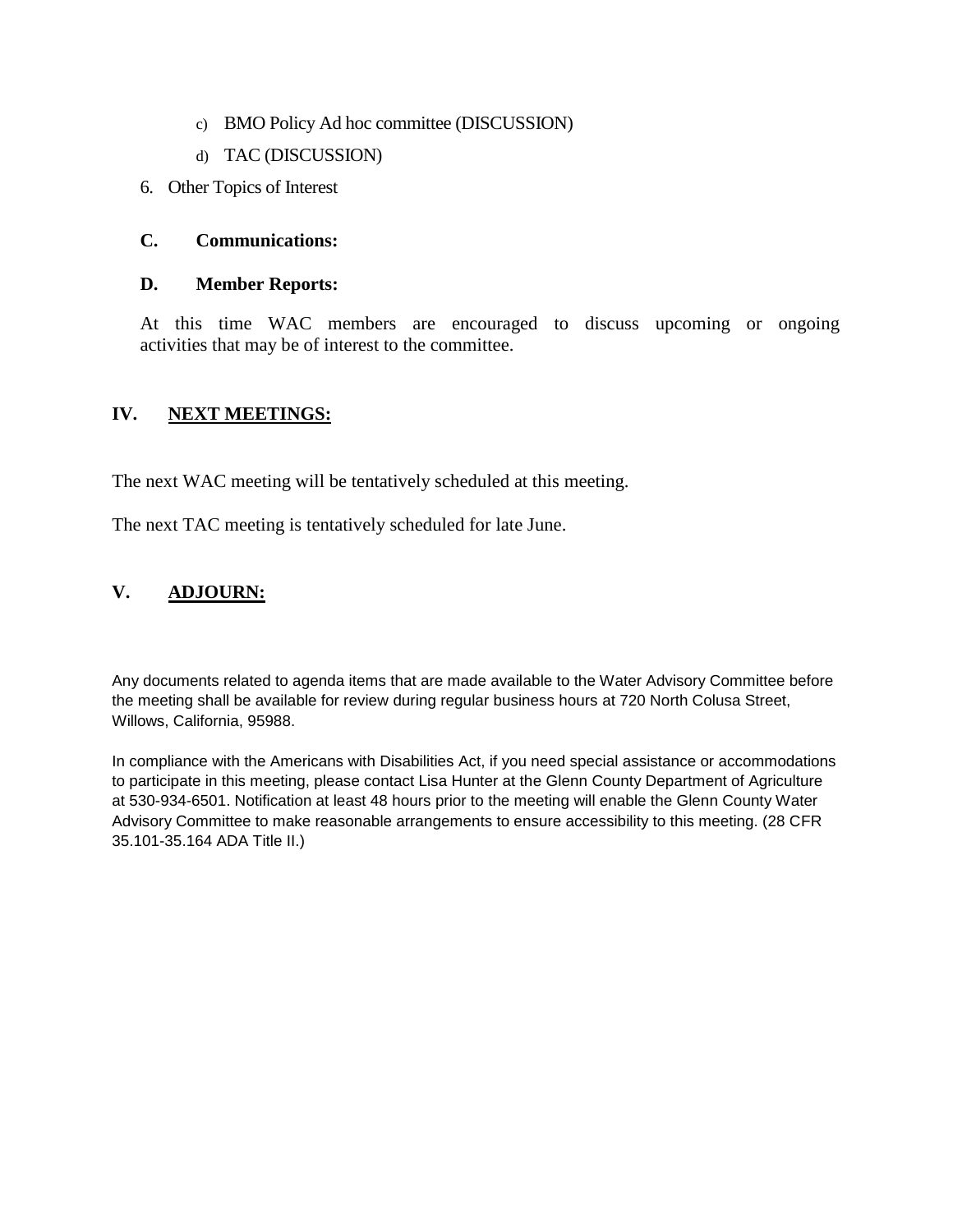c) BMO Policy Ad hoc committee (DISCUSSION)

d) TAC (DISCUSSION)

6. Other Topics of Interest

**C. Communications:**

**D. Member Reports:**

At this time WAC members are encouraged to discuss upcoming or ongoing activities that may be of interest to the committee.

## IV. NEXT MEETINGS:

The next WAC meeting will be tentatively scheduled at this meeting.

The next TAC meeting is tentatively scheduled for late June.

## V. ADJOURN:

Any documents related to agenda items that are made available to the Water Advisory Committee before the meeting shall be available for review during regular business hours at 720 North Colusa Street, Willows, California, 95988.

In compliance with the Americans with Disabilities Act, if you need special assistance or accommodations to participate in this meeting, please contact Lisa Hunter at the Glenn County Department of Agriculture at 530-934-6501. Notification at least 48 hours prior to the meeting will enable the Glenn County Water Advisory Committee to make reasonable arrangements to ensure accessibility to this meeting. (28 CFR 35.101-35.164 ADA Title II.)